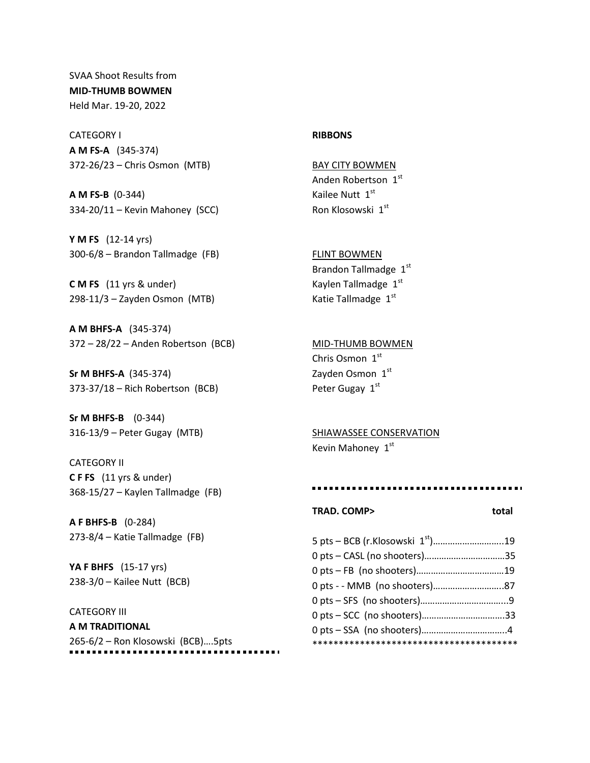SVAA Shoot Results from
**MID-THUMB BOWMEN**
Held Mar. 19-20, 2022

CATEGORY I

**A M FS-A** (345-374)
372-26/23 – Chris Osmon (MTB)

**A M FS-B** (0-344)
334-20/11 – Kevin Mahoney (SCC)

**Y M FS** (12-14 yrs)
300-6/8 – Brandon Tallmadge (FB)

**C M FS** (11 yrs & under)
298-11/3 – Zayden Osmon (MTB)

**A M BHFS-A** (345-374)
372 – 28/22 – Anden Robertson (BCB)

**Sr M BHFS-A** (345-374)
373-37/18 – Rich Robertson (BCB)

**Sr M BHFS-B** (0-344)
316-13/9 – Peter Gugay (MTB)

CATEGORY II

**C F FS** (11 yrs & under)
368-15/27 – Kaylen Tallmadge (FB)

**A F BHFS-B** (0-284)
273-8/4 – Katie Tallmadge (FB)

**YA F BHFS** (15-17 yrs)
238-3/0 – Kailee Nutt (BCB)

CATEGORY III

**A M TRADITIONAL**
265-6/2 – Ron Klosowski (BCB)....5pts

---

**RIBBONS**

BAY CITY BOWMEN
Anden Robertson 1st
Kailee Nutt 1st
Ron Klosowski 1st

FLINT BOWMEN
Brandon Tallmadge 1st
Kaylen Tallmadge 1st
Katie Tallmadge 1st

MID-THUMB BOWMEN
Chris Osmon 1st
Zayden Osmon 1st
Peter Gugay 1st

SHIAWASSEE CONSERVATION
Kevin Mahoney 1st

---

| **TRAD. COMP>** | **total** |
|---|---|
| 5 pts – BCB (r.Klosowski 1st) | 19 |
| 0 pts – CASL (no shooters) | 35 |
| 0 pts – FB (no shooters) | 19 |
| 0 pts - - MMB (no shooters) | 87 |
| 0 pts – SFS (no shooters) | 9 |
| 0 pts – SCC (no shooters) | 33 |
| 0 pts – SSA (no shooters) | 4 |

*****************************************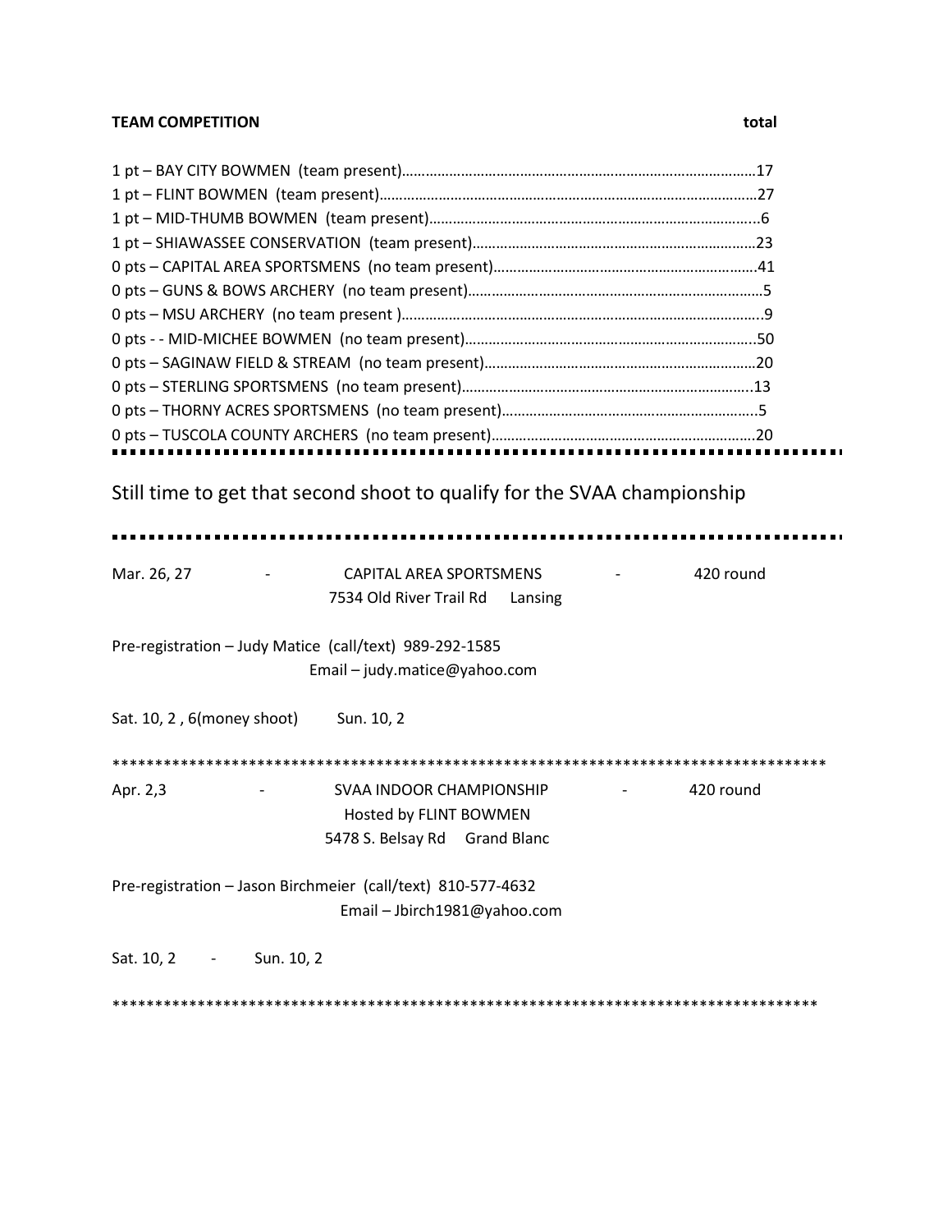**TEAM COMPETITION** **total**

1 pt – BAY CITY BOWMEN (team present)……………………………………………………………………………17
1 pt – FLINT BOWMEN (team present)…………………………………………………………………………………27
1 pt – MID-THUMB BOWMEN (team present)……………………………………………………………………..6
1 pt – SHIAWASSEE CONSERVATION (team present)…………………………………………………………23
0 pts – CAPITAL AREA SPORTSMENS (no team present)…………………………………………………….41
0 pts – GUNS & BOWS ARCHERY (no team present)……………………………………………………………5
0 pts – MSU ARCHERY (no team present )……………………………………………………………………………9
0 pts - - MID-MICHEE BOWMEN (no team present)…………………………………………………………..50
0 pts – SAGINAW FIELD & STREAM (no team present)………………………………………………………20
0 pts – STERLING SPORTSMENS (no team present)……………………………………………………………13
0 pts – THORNY ACRES SPORTSMENS (no team present)…………………………………………………..5
0 pts – TUSCOLA COUNTY ARCHERS (no team present)……………………………………………………20

---

Still time to get that second shoot to qualify for the SVAA championship

---

Mar. 26, 27 - CAPITAL AREA SPORTSMENS - 420 round
7534 Old River Trail Rd Lansing

Pre-registration – Judy Matice (call/text) 989-292-1585
Email – judy.matice@yahoo.com

Sat. 10, 2 , 6(money shoot) Sun. 10, 2

*************************************************************************************

Apr. 2,3 - SVAA INDOOR CHAMPIONSHIP - 420 round
Hosted by FLINT BOWMEN
5478 S. Belsay Rd Grand Blanc

Pre-registration – Jason Birchmeier (call/text) 810-577-4632
Email – Jbirch1981@yahoo.com

Sat. 10, 2 - Sun. 10, 2

*************************************************************************************